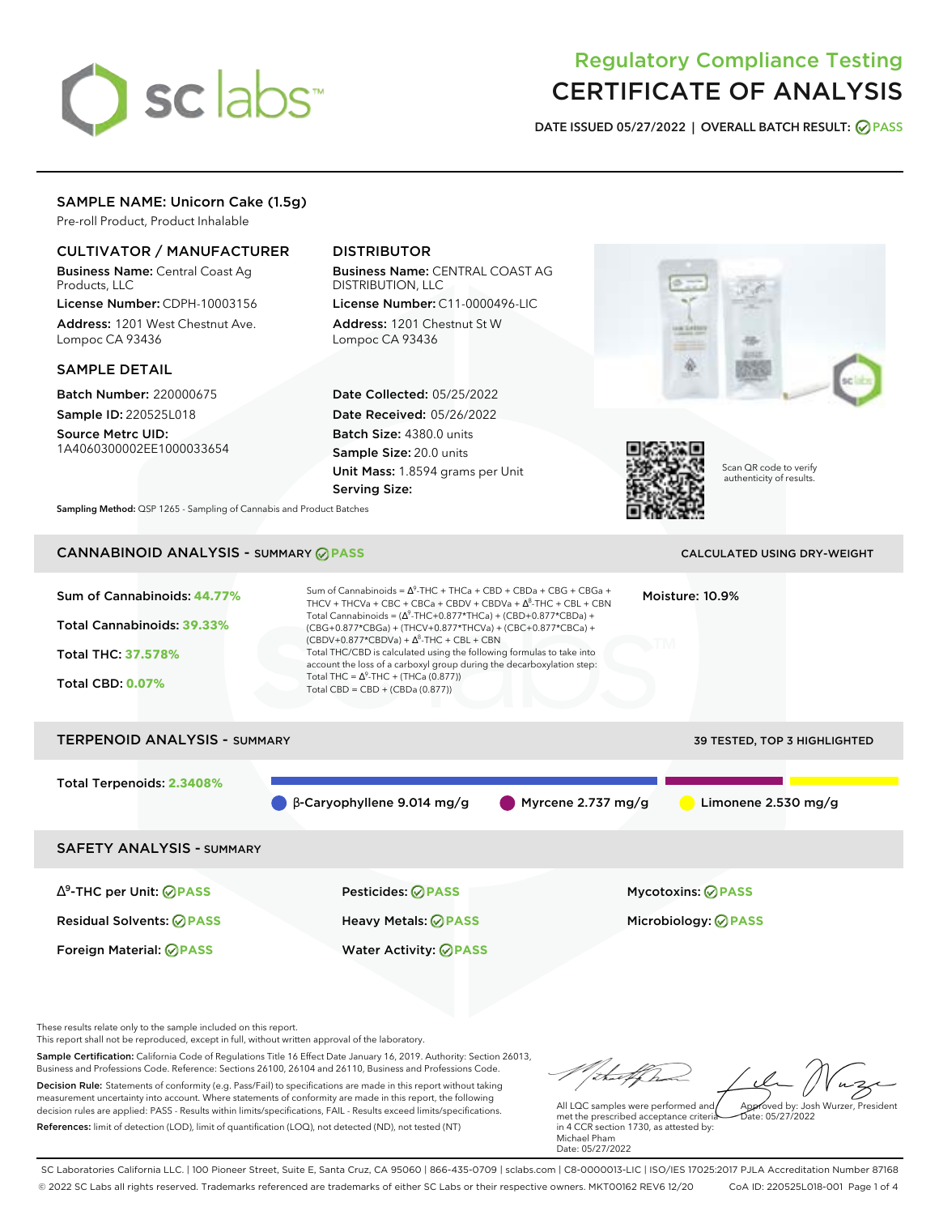# Regulatory Compliance Testing
# CERTIFICATE OF ANALYSIS

**DATE ISSUED 05/27/2022 | OVERALL BATCH RESULT: PASS**

## SAMPLE NAME: Unicorn Cake (1.5g)

Pre-roll Product, Product Inhalable

### CULTIVATOR / MANUFACTURER

**Business Name:** Central Coast Ag Products, LLC

**License Number:** CDPH-10003156

**Address:** 1201 West Chestnut Ave. Lompoc CA 93436

### DISTRIBUTOR

**Business Name:** CENTRAL COAST AG DISTRIBUTION, LLC

**License Number:** C11-0000496-LIC

**Address:** 1201 Chestnut St W Lompoc CA 93436

### SAMPLE DETAIL

**Batch Number:** 220000675

**Sample ID:** 220525L018

**Source Metrc UID:** 1A4060300002EE1000033654

**Date Collected:** 05/25/2022

**Date Received:** 05/26/2022

**Batch Size:** 4380.0 units

**Sample Size:** 20.0 units

**Unit Mass:** 1.8594 grams per Unit

**Serving Size:**

Scan QR code to verify authenticity of results.

**Sampling Method:** QSP 1265 - Sampling of Cannabis and Product Batches

## CANNABINOID ANALYSIS - SUMMARY PASS

CALCULATED USING DRY-WEIGHT

Sum of Cannabinoids: **44.77%**

Total Cannabinoids: **39.33%**

Total THC: **37.578%**

Total CBD: **0.07%**

Sum of Cannabinoids = $\Delta^9$-THC + THCa + CBD + CBDa + CBG + CBGa + THCV + THCVa + CBC + CBCa + CBDV + CBDVa + $\Delta^8$-THC + CBL + CBN

Total Cannabinoids = ($\Delta^9$-THC+0.877*THCa) + (CBD+0.877*CBDa) + (CBG+0.877*CBGa) + (THCV+0.877*THCVa) + (CBC+0.877*CBCa) + (CBDV+0.877*CBDVa) + $\Delta^8$-THC + CBL + CBN

Total THC/CBD is calculated using the following formulas to take into account the loss of a carboxyl group during the decarboxylation step:

Total THC = $\Delta^9$-THC + (THCa (0.877))

Total CBD = CBD + (CBDa (0.877))

Moisture: 10.9%

## TERPENOID ANALYSIS - SUMMARY

39 TESTED, TOP 3 HIGHLIGHTED

Total Terpenoids: **2.3408%**

β-Caryophyllene 9.014 mg/g

Myrcene 2.737 mg/g

Limonene 2.530 mg/g

## SAFETY ANALYSIS - SUMMARY

| | | |
|---|---|---|
| $\Delta^9$-THC per Unit: PASS | Pesticides: PASS | Mycotoxins: PASS |
| Residual Solvents: PASS | Heavy Metals: PASS | Microbiology: PASS |
| Foreign Material: PASS | Water Activity: PASS | |

These results relate only to the sample included on this report.
This report shall not be reproduced, except in full, without written approval of the laboratory.

**Sample Certification:** California Code of Regulations Title 16 Effect Date January 16, 2019. Authority: Section 26013, Business and Professions Code. Reference: Sections 26100, 26104 and 26110, Business and Professions Code.

**Decision Rule:** Statements of conformity (e.g. Pass/Fail) to specifications are made in this report without taking measurement uncertainty into account. Where statements of conformity are made in this report, the following decision rules are applied: PASS - Results within limits/specifications, FAIL - Results exceed limits/specifications.

**References:** limit of detection (LOD), limit of quantification (LOQ), not detected (ND), not tested (NT)

All LQC samples were performed and met the prescribed acceptance criteria in 4 CCR section 1730, as attested by: Michael Pham
Date: 05/27/2022

Approved by: Josh Wurzer, President
Date: 05/27/2022

SC Laboratories California LLC. | 100 Pioneer Street, Suite E, Santa Cruz, CA 95060 | 866-435-0709 | sclabs.com | C8-0000013-LIC | ISO/IES 17025:2017 PJLA Accreditation Number 87168
© 2022 SC Labs all rights reserved. Trademarks referenced are trademarks of either SC Labs or their respective owners. MKT00162 REV6 12/20 CoA ID: 220525L018-001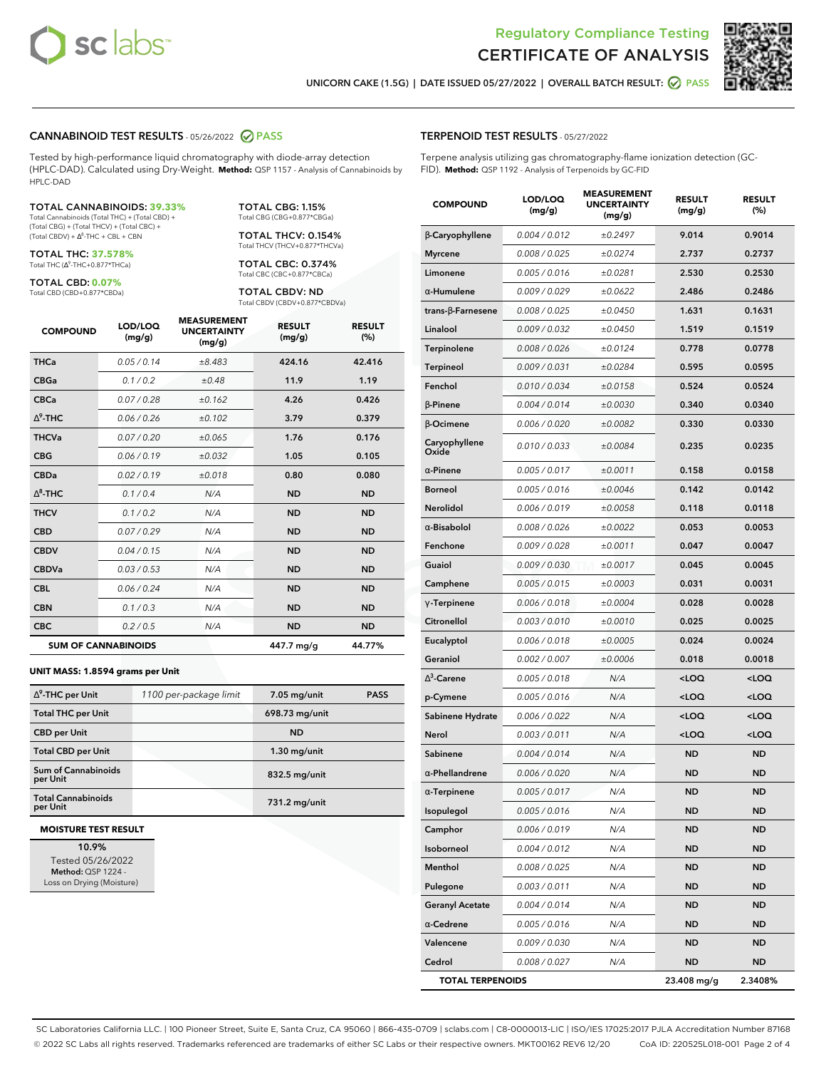# Regulatory Compliance Testing
# CERTIFICATE OF ANALYSIS

UNICORN CAKE (1.5G) | DATE ISSUED 05/27/2022 | OVERALL BATCH RESULT: PASS

## CANNABINOID TEST RESULTS - 05/26/2022 PASS

Tested by high-performance liquid chromatography with diode-array detection (HPLC-DAD). Calculated using Dry-Weight. **Method:** QSP 1157 - Analysis of Cannabinoids by HPLC-DAD

**TOTAL CANNABINOIDS: 39.33%**
Total Cannabinoids (Total THC) + (Total CBD) + (Total CBG) + (Total THCV) + (Total CBC) + (Total CBDV) + $\Delta^8$-THC + CBL + CBN

**TOTAL THC: 37.578%**
Total THC ($\Delta^9$-THC+0.877*THCa)

**TOTAL CBD: 0.07%**
Total CBD (CBD+0.877*CBDa)

**TOTAL CBG: 1.15%**
Total CBG (CBG+0.877*CBGa)

**TOTAL THCV: 0.154%**
Total THCV (THCV+0.877*THCVa)

**TOTAL CBC: 0.374%**
Total CBC (CBC+0.877*CBCa)

**TOTAL CBDV: ND**
Total CBDV (CBDV+0.877*CBDVa)

| COMPOUND | LOD/LOQ (mg/g) | MEASUREMENT UNCERTAINTY (mg/g) | RESULT (mg/g) | RESULT (%) |
|---|---|---|---|---|
| THCa | 0.05 / 0.14 | ±8.483 | 424.16 | 42.416 |
| CBGa | 0.1 / 0.2 | ±0.48 | 11.9 | 1.19 |
| CBCa | 0.07 / 0.28 | ±0.162 | 4.26 | 0.426 |
| $\Delta^9$-THC | 0.06 / 0.26 | ±0.102 | 3.79 | 0.379 |
| THCVa | 0.07 / 0.20 | ±0.065 | 1.76 | 0.176 |
| CBG | 0.06 / 0.19 | ±0.032 | 1.05 | 0.105 |
| CBDa | 0.02 / 0.19 | ±0.018 | 0.80 | 0.080 |
| $\Delta^8$-THC | 0.1 / 0.4 | N/A | ND | ND |
| THCV | 0.1 / 0.2 | N/A | ND | ND |
| CBD | 0.07 / 0.29 | N/A | ND | ND |
| CBDV | 0.04 / 0.15 | N/A | ND | ND |
| CBDVa | 0.03 / 0.53 | N/A | ND | ND |
| CBL | 0.06 / 0.24 | N/A | ND | ND |
| CBN | 0.1 / 0.3 | N/A | ND | ND |
| CBC | 0.2 / 0.5 | N/A | ND | ND |
| **SUM OF CANNABINOIDS** | | | **447.7 mg/g** | **44.77%** |

**UNIT MASS: 1.8594 grams per Unit**

| | | | |
|---|---|---|---|
| $\Delta^9$-THC per Unit | 1100 per-package limit | 7.05 mg/unit | PASS |
| Total THC per Unit | | 698.73 mg/unit | |
| CBD per Unit | | ND | |
| Total CBD per Unit | | 1.30 mg/unit | |
| Sum of Cannabinoids per Unit | | 832.5 mg/unit | |
| Total Cannabinoids per Unit | | 731.2 mg/unit | |

**MOISTURE TEST RESULT**

10.9%
Tested 05/26/2022
**Method:** QSP 1224 - Loss on Drying (Moisture)

## TERPENOID TEST RESULTS - 05/27/2022

Terpene analysis utilizing gas chromatography-flame ionization detection (GC-FID). **Method:** QSP 1192 - Analysis of Terpenoids by GC-FID

| COMPOUND | LOD/LOQ (mg/g) | MEASUREMENT UNCERTAINTY (mg/g) | RESULT (mg/g) | RESULT (%) |
|---|---|---|---|---|
| β-Caryophyllene | 0.004 / 0.012 | ±0.2497 | 9.014 | 0.9014 |
| Myrcene | 0.008 / 0.025 | ±0.0274 | 2.737 | 0.2737 |
| Limonene | 0.005 / 0.016 | ±0.0281 | 2.530 | 0.2530 |
| α-Humulene | 0.009 / 0.029 | ±0.0622 | 2.486 | 0.2486 |
| trans-β-Farnesene | 0.008 / 0.025 | ±0.0450 | 1.631 | 0.1631 |
| Linalool | 0.009 / 0.032 | ±0.0450 | 1.519 | 0.1519 |
| Terpinolene | 0.008 / 0.026 | ±0.0124 | 0.778 | 0.0778 |
| Terpineol | 0.009 / 0.031 | ±0.0284 | 0.595 | 0.0595 |
| Fenchol | 0.010 / 0.034 | ±0.0158 | 0.524 | 0.0524 |
| β-Pinene | 0.004 / 0.014 | ±0.0030 | 0.340 | 0.0340 |
| β-Ocimene | 0.006 / 0.020 | ±0.0082 | 0.330 | 0.0330 |
| Caryophyllene Oxide | 0.010 / 0.033 | ±0.0084 | 0.235 | 0.0235 |
| α-Pinene | 0.005 / 0.017 | ±0.0011 | 0.158 | 0.0158 |
| Borneol | 0.005 / 0.016 | ±0.0046 | 0.142 | 0.0142 |
| Nerolidol | 0.006 / 0.019 | ±0.0058 | 0.118 | 0.0118 |
| α-Bisabolol | 0.008 / 0.026 | ±0.0022 | 0.053 | 0.0053 |
| Fenchone | 0.009 / 0.028 | ±0.0011 | 0.047 | 0.0047 |
| Guaiol | 0.009 / 0.030 | ±0.0017 | 0.045 | 0.0045 |
| Camphene | 0.005 / 0.015 | ±0.0003 | 0.031 | 0.0031 |
| γ-Terpinene | 0.006 / 0.018 | ±0.0004 | 0.028 | 0.0028 |
| Citronellol | 0.003 / 0.010 | ±0.0010 | 0.025 | 0.0025 |
| Eucalyptol | 0.006 / 0.018 | ±0.0005 | 0.024 | 0.0024 |
| Geraniol | 0.002 / 0.007 | ±0.0006 | 0.018 | 0.0018 |
| $\Delta^3$-Carene | 0.005 / 0.018 | N/A | <LOQ | <LOQ |
| p-Cymene | 0.005 / 0.016 | N/A | <LOQ | <LOQ |
| Sabinene Hydrate | 0.006 / 0.022 | N/A | <LOQ | <LOQ |
| Nerol | 0.003 / 0.011 | N/A | <LOQ | <LOQ |
| Sabinene | 0.004 / 0.014 | N/A | ND | ND |
| α-Phellandrene | 0.006 / 0.020 | N/A | ND | ND |
| α-Terpinene | 0.005 / 0.017 | N/A | ND | ND |
| Isopulegol | 0.005 / 0.016 | N/A | ND | ND |
| Camphor | 0.006 / 0.019 | N/A | ND | ND |
| Isoborneol | 0.004 / 0.012 | N/A | ND | ND |
| Menthol | 0.008 / 0.025 | N/A | ND | ND |
| Pulegone | 0.003 / 0.011 | N/A | ND | ND |
| Geranyl Acetate | 0.004 / 0.014 | N/A | ND | ND |
| α-Cedrene | 0.005 / 0.016 | N/A | ND | ND |
| Valencene | 0.009 / 0.030 | N/A | ND | ND |
| Cedrol | 0.008 / 0.027 | N/A | ND | ND |
| **TOTAL TERPENOIDS** | | | **23.408 mg/g** | **2.3408%** |

SC Laboratories California LLC. | 100 Pioneer Street, Suite E, Santa Cruz, CA 95060 | 866-435-0709 | sclabs.com | C8-0000013-LIC | ISO/IES 17025:2017 PJLA Accreditation Number 87168
© 2022 SC Labs all rights reserved. Trademarks referenced are trademarks of either SC Labs or their respective owners. MKT00162 REV6 12/20 CoA ID: 220525L018-001